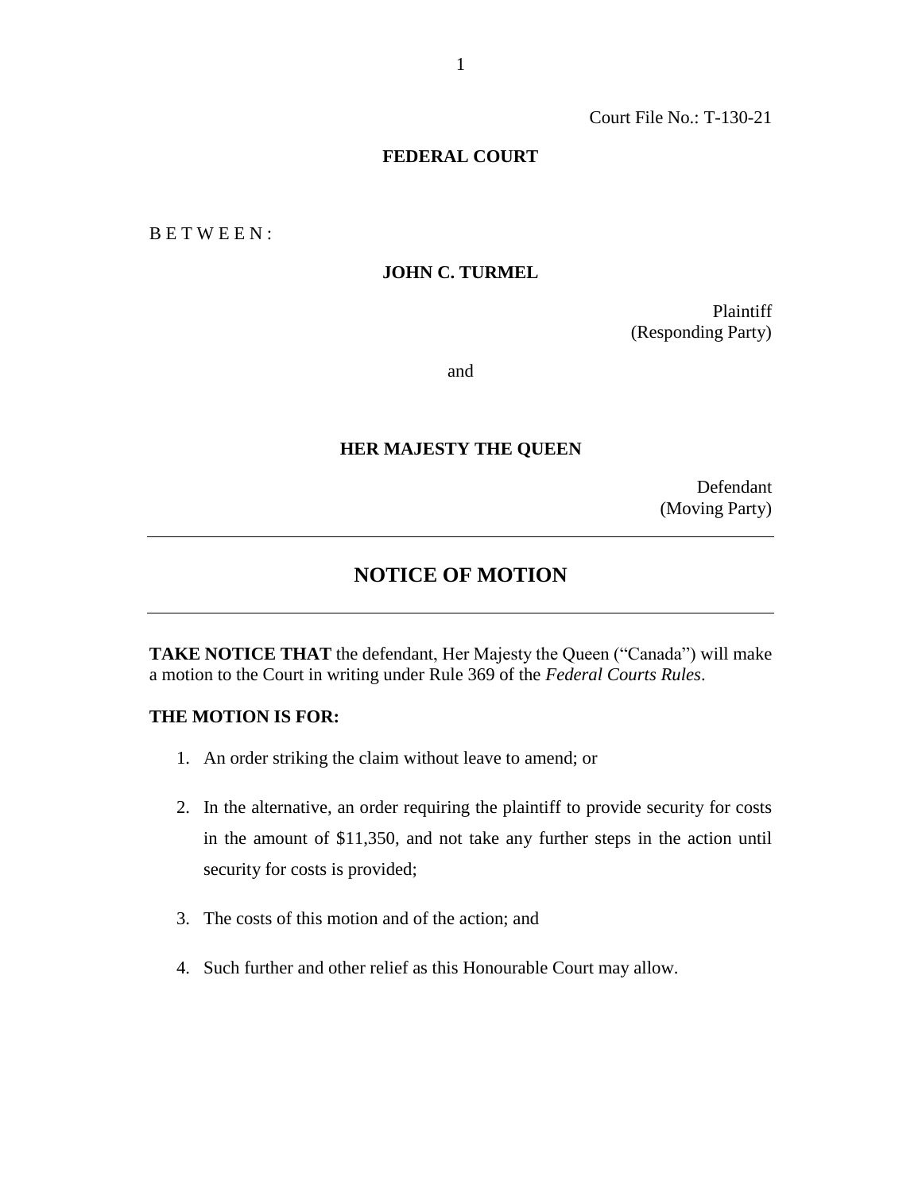Court File No.: T-130-21

**FEDERAL COURT**

B E T W E E N :

**JOHN C. TURMEL**

Plaintiff
(Responding Party)

and

**HER MAJESTY THE QUEEN**

Defendant
(Moving Party)

---

## NOTICE OF MOTION

---

**TAKE NOTICE THAT** the defendant, Her Majesty the Queen ("Canada") will make a motion to the Court in writing under Rule 369 of the *Federal Courts Rules*.

**THE MOTION IS FOR:**

1. An order striking the claim without leave to amend; or

2. In the alternative, an order requiring the plaintiff to provide security for costs in the amount of $11,350, and not take any further steps in the action until security for costs is provided;

3. The costs of this motion and of the action; and

4. Such further and other relief as this Honourable Court may allow.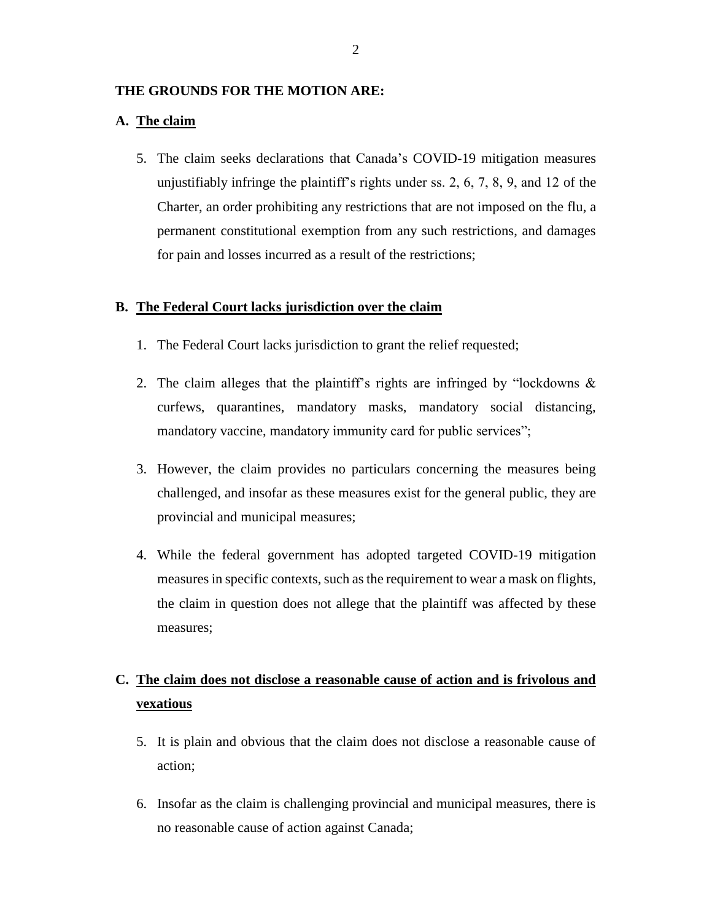**THE GROUNDS FOR THE MOTION ARE:**

**A. <u>The claim</u>**

5. The claim seeks declarations that Canada's COVID-19 mitigation measures unjustifiably infringe the plaintiff's rights under ss. 2, 6, 7, 8, 9, and 12 of the Charter, an order prohibiting any restrictions that are not imposed on the flu, a permanent constitutional exemption from any such restrictions, and damages for pain and losses incurred as a result of the restrictions;

**B. <u>The Federal Court lacks jurisdiction over the claim</u>**

1. The Federal Court lacks jurisdiction to grant the relief requested;
2. The claim alleges that the plaintiff's rights are infringed by "lockdowns & curfews, quarantines, mandatory masks, mandatory social distancing, mandatory vaccine, mandatory immunity card for public services";
3. However, the claim provides no particulars concerning the measures being challenged, and insofar as these measures exist for the general public, they are provincial and municipal measures;
4. While the federal government has adopted targeted COVID-19 mitigation measures in specific contexts, such as the requirement to wear a mask on flights, the claim in question does not allege that the plaintiff was affected by these measures;

**C. <u>The claim does not disclose a reasonable cause of action and is frivolous and vexatious</u>**

5. It is plain and obvious that the claim does not disclose a reasonable cause of action;
6. Insofar as the claim is challenging provincial and municipal measures, there is no reasonable cause of action against Canada;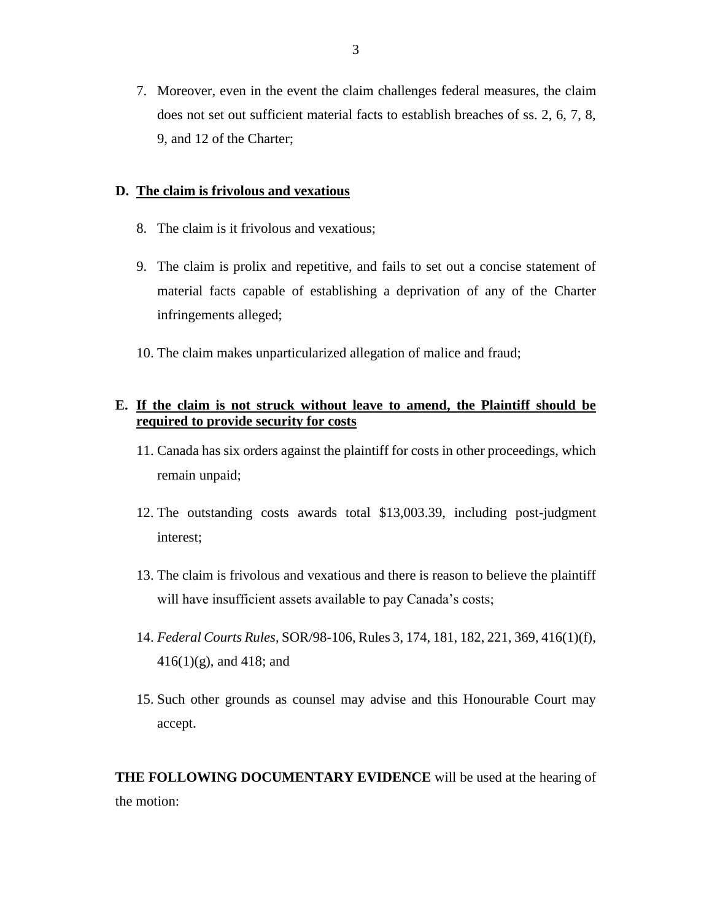7. Moreover, even in the event the claim challenges federal measures, the claim does not set out sufficient material facts to establish breaches of ss. 2, 6, 7, 8, 9, and 12 of the Charter;

**D. <u>The claim is frivolous and vexatious</u>**

8. The claim is it frivolous and vexatious;

9. The claim is prolix and repetitive, and fails to set out a concise statement of material facts capable of establishing a deprivation of any of the Charter infringements alleged;

10. The claim makes unparticularized allegation of malice and fraud;

**E. <u>If the claim is not struck without leave to amend, the Plaintiff should be required to provide security for costs</u>**

11. Canada has six orders against the plaintiff for costs in other proceedings, which remain unpaid;

12. The outstanding costs awards total $13,003.39, including post-judgment interest;

13. The claim is frivolous and vexatious and there is reason to believe the plaintiff will have insufficient assets available to pay Canada's costs;

14. *Federal Courts Rules*, SOR/98-106, Rules 3, 174, 181, 182, 221, 369, 416(1)(f), 416(1)(g), and 418; and

15. Such other grounds as counsel may advise and this Honourable Court may accept.

**THE FOLLOWING DOCUMENTARY EVIDENCE** will be used at the hearing of the motion: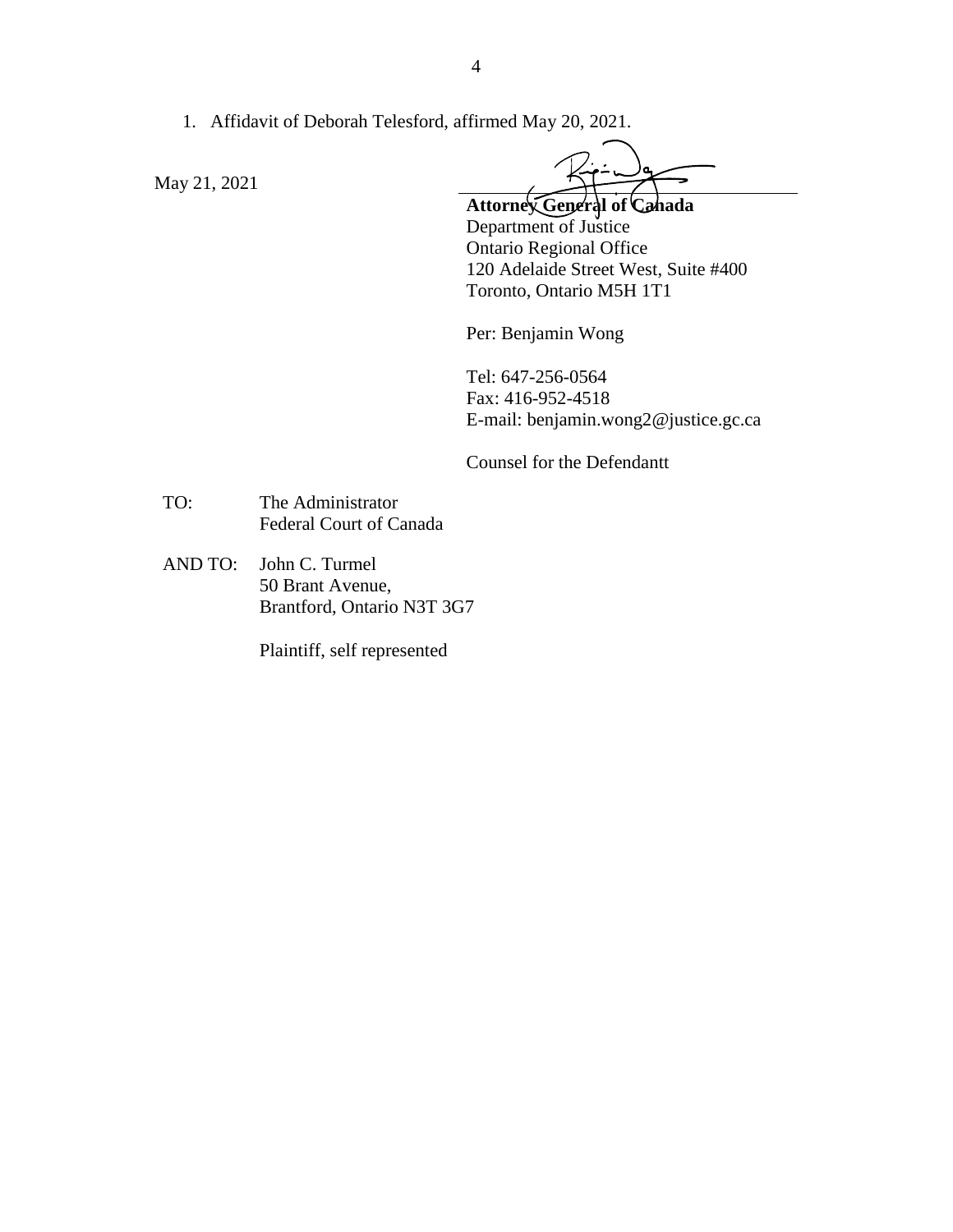1. Affidavit of Deborah Telesford, affirmed May 20, 2021.

May 21, 2021

**Attorney General of Canada**
Department of Justice
Ontario Regional Office
120 Adelaide Street West, Suite #400
Toronto, Ontario M5H 1T1

Per: Benjamin Wong

Tel: 647-256-0564
Fax: 416-952-4518
E-mail: benjamin.wong2@justice.gc.ca

Counsel for the Defendantt

TO: The Administrator
Federal Court of Canada

AND TO: John C. Turmel
50 Brant Avenue,
Brantford, Ontario N3T 3G7

Plaintiff, self represented